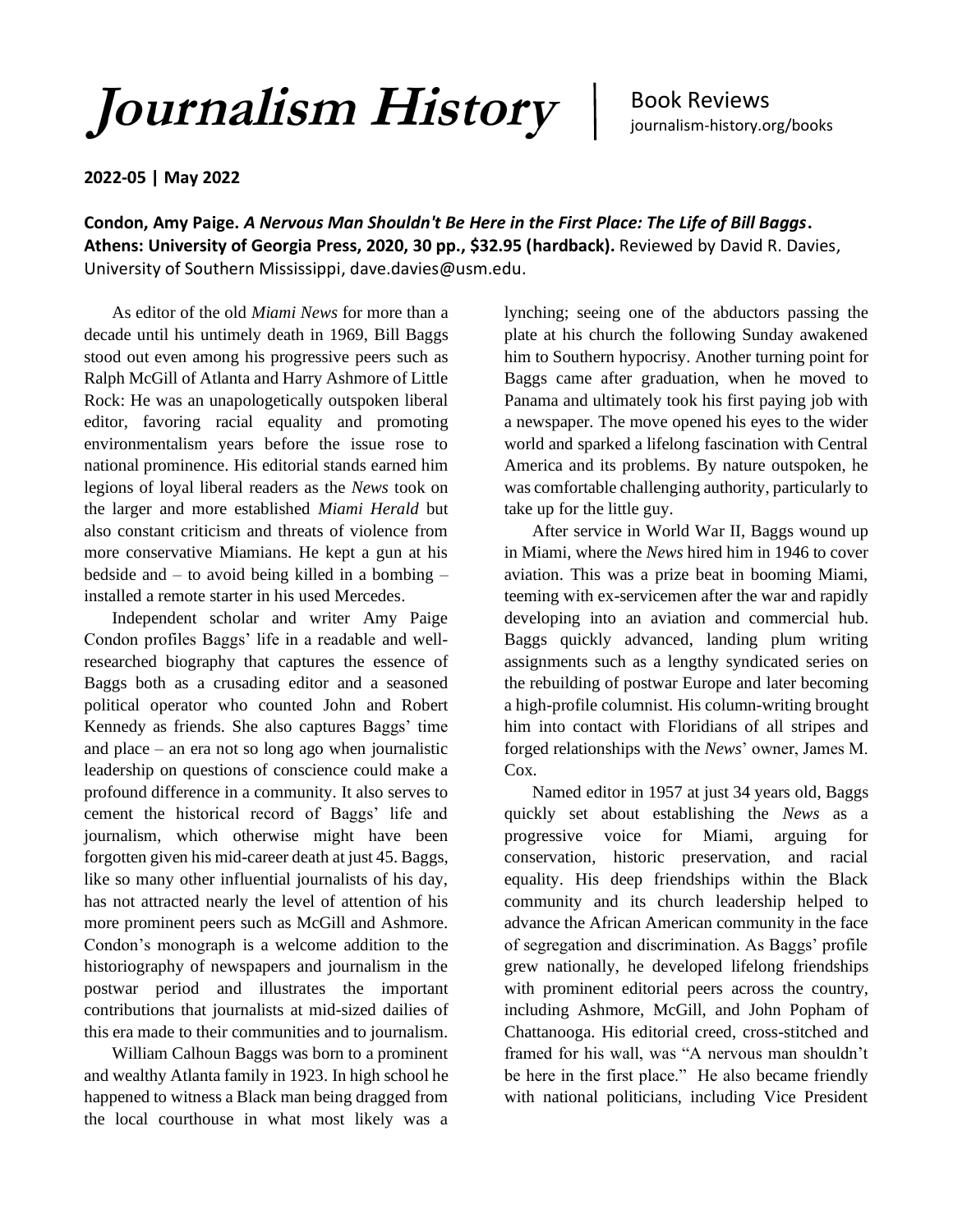# *Journalism History* | Book Reviews

journalism-history.org/books

**2022-05 | May 2022**

**Condon, Amy Paige. *A Nervous Man Shouldn't Be Here in the First Place: The Life of Bill Baggs*. Athens: University of Georgia Press, 2020, 30 pp., $32.95 (hardback).** Reviewed by David R. Davies, University of Southern Mississippi, dave.davies@usm.edu.

As editor of the old *Miami News* for more than a decade until his untimely death in 1969, Bill Baggs stood out even among his progressive peers such as Ralph McGill of Atlanta and Harry Ashmore of Little Rock: He was an unapologetically outspoken liberal editor, favoring racial equality and promoting environmentalism years before the issue rose to national prominence. His editorial stands earned him legions of loyal liberal readers as the *News* took on the larger and more established *Miami Herald* but also constant criticism and threats of violence from more conservative Miamians. He kept a gun at his bedside and – to avoid being killed in a bombing – installed a remote starter in his used Mercedes.

Independent scholar and writer Amy Paige Condon profiles Baggs' life in a readable and well-researched biography that captures the essence of Baggs both as a crusading editor and a seasoned political operator who counted John and Robert Kennedy as friends. She also captures Baggs' time and place – an era not so long ago when journalistic leadership on questions of conscience could make a profound difference in a community. It also serves to cement the historical record of Baggs' life and journalism, which otherwise might have been forgotten given his mid-career death at just 45. Baggs, like so many other influential journalists of his day, has not attracted nearly the level of attention of his more prominent peers such as McGill and Ashmore. Condon's monograph is a welcome addition to the historiography of newspapers and journalism in the postwar period and illustrates the important contributions that journalists at mid-sized dailies of this era made to their communities and to journalism.

William Calhoun Baggs was born to a prominent and wealthy Atlanta family in 1923. In high school he happened to witness a Black man being dragged from the local courthouse in what most likely was a lynching; seeing one of the abductors passing the plate at his church the following Sunday awakened him to Southern hypocrisy. Another turning point for Baggs came after graduation, when he moved to Panama and ultimately took his first paying job with a newspaper. The move opened his eyes to the wider world and sparked a lifelong fascination with Central America and its problems. By nature outspoken, he was comfortable challenging authority, particularly to take up for the little guy.

After service in World War II, Baggs wound up in Miami, where the *News* hired him in 1946 to cover aviation. This was a prize beat in booming Miami, teeming with ex-servicemen after the war and rapidly developing into an aviation and commercial hub. Baggs quickly advanced, landing plum writing assignments such as a lengthy syndicated series on the rebuilding of postwar Europe and later becoming a high-profile columnist. His column-writing brought him into contact with Floridians of all stripes and forged relationships with the *News*' owner, James M. Cox.

Named editor in 1957 at just 34 years old, Baggs quickly set about establishing the *News* as a progressive voice for Miami, arguing for conservation, historic preservation, and racial equality. His deep friendships within the Black community and its church leadership helped to advance the African American community in the face of segregation and discrimination. As Baggs' profile grew nationally, he developed lifelong friendships with prominent editorial peers across the country, including Ashmore, McGill, and John Popham of Chattanooga. His editorial creed, cross-stitched and framed for his wall, was "A nervous man shouldn't be here in the first place." He also became friendly with national politicians, including Vice President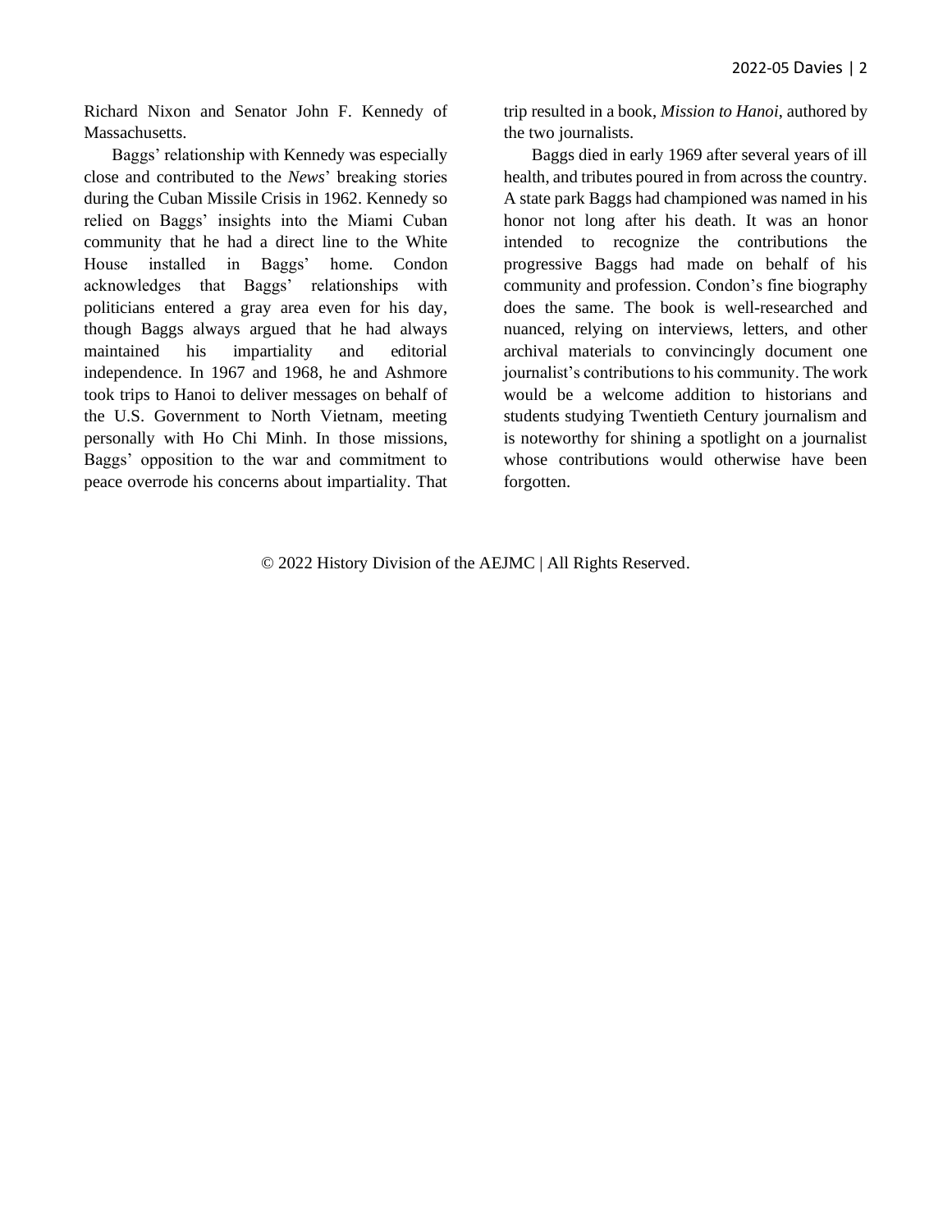Richard Nixon and Senator John F. Kennedy of Massachusetts.

Baggs' relationship with Kennedy was especially close and contributed to the *News*' breaking stories during the Cuban Missile Crisis in 1962. Kennedy so relied on Baggs' insights into the Miami Cuban community that he had a direct line to the White House installed in Baggs' home. Condon acknowledges that Baggs' relationships with politicians entered a gray area even for his day, though Baggs always argued that he had always maintained his impartiality and editorial independence. In 1967 and 1968, he and Ashmore took trips to Hanoi to deliver messages on behalf of the U.S. Government to North Vietnam, meeting personally with Ho Chi Minh. In those missions, Baggs' opposition to the war and commitment to peace overrode his concerns about impartiality. That trip resulted in a book, *Mission to Hanoi*, authored by the two journalists.

Baggs died in early 1969 after several years of ill health, and tributes poured in from across the country. A state park Baggs had championed was named in his honor not long after his death. It was an honor intended to recognize the contributions the progressive Baggs had made on behalf of his community and profession. Condon's fine biography does the same. The book is well-researched and nuanced, relying on interviews, letters, and other archival materials to convincingly document one journalist's contributions to his community. The work would be a welcome addition to historians and students studying Twentieth Century journalism and is noteworthy for shining a spotlight on a journalist whose contributions would otherwise have been forgotten.

© 2022 History Division of the AEJMC | All Rights Reserved.